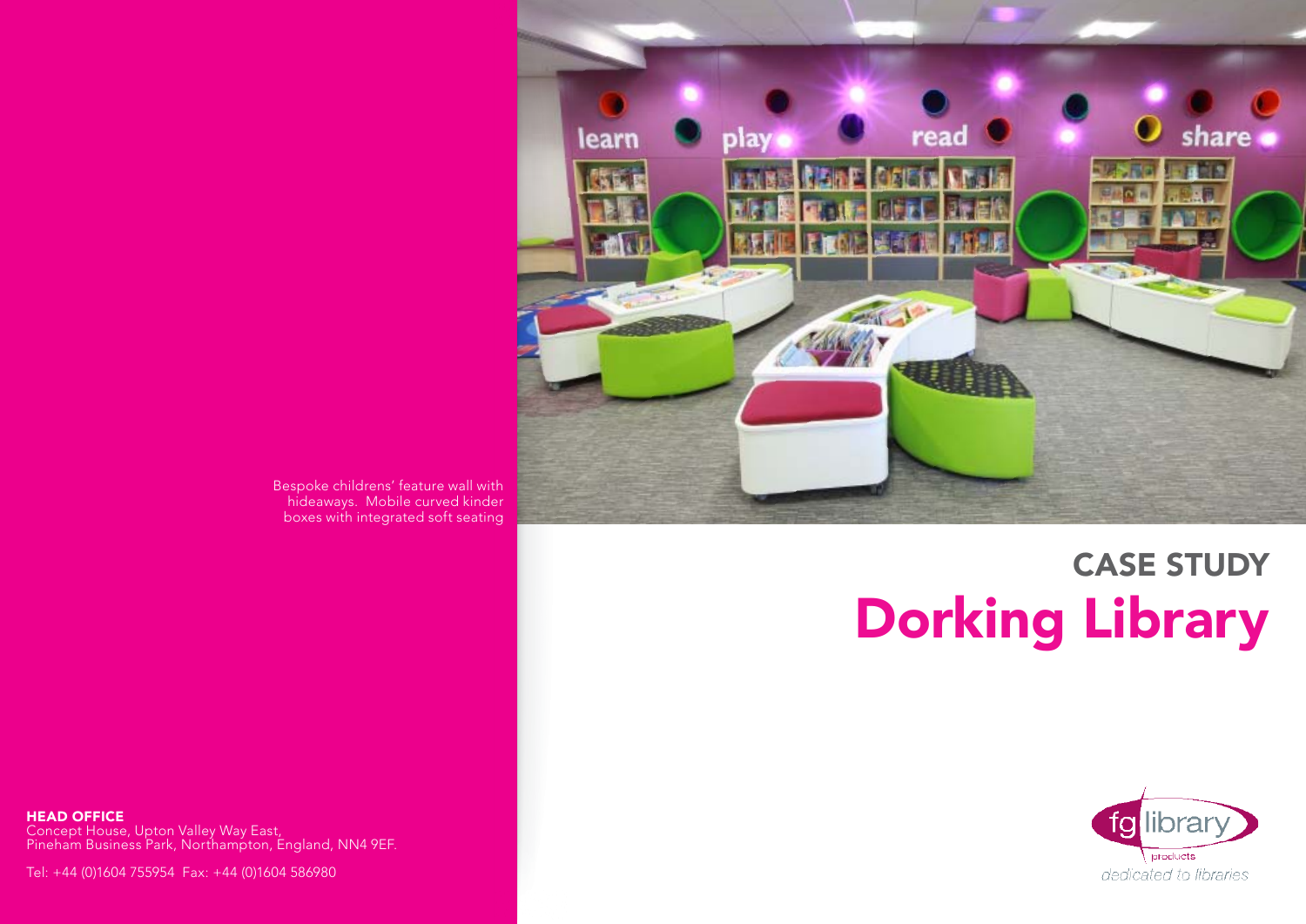Bespoke childrens' feature wall with hideaways. Mobile curved kinder boxes with integrated soft seating

## CASE STUDY

# Dorking Library

**HEAD OFFICE**
Concept House, Upton Valley Way East,
Pineham Business Park, Northampton, England, NN4 9EF.

Tel: +44 (0)1604 755954 Fax: +44 (0)1604 586980

fg library products
*dedicated to libraries*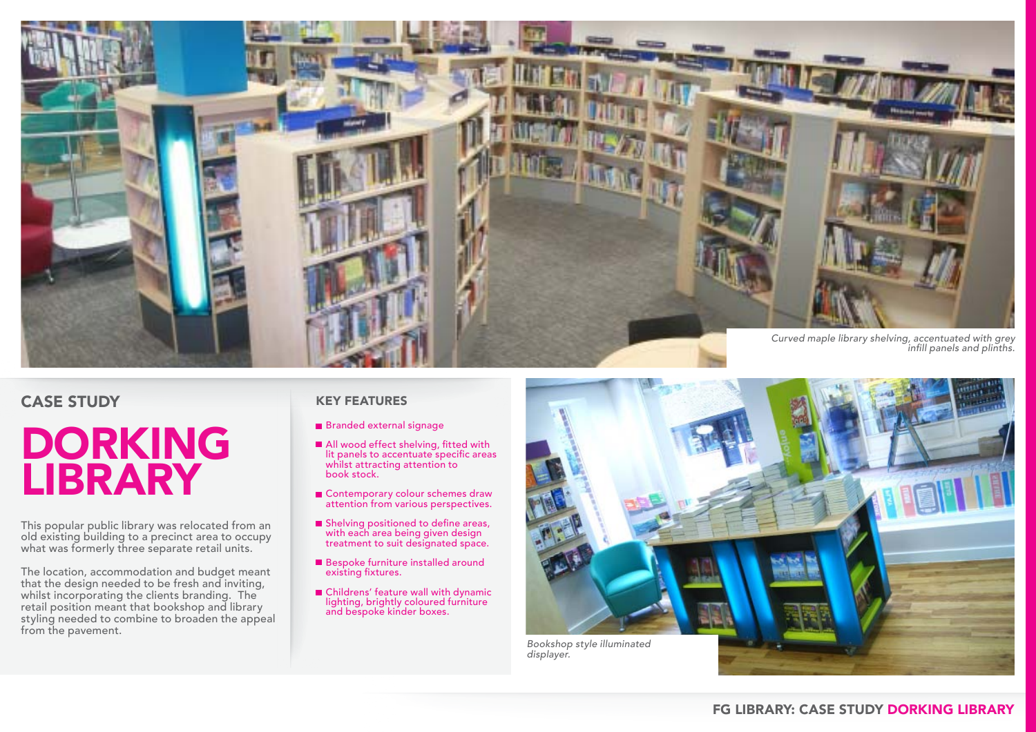*Curved maple library shelving, accentuated with grey infill panels and plinths.*

## CASE STUDY

# DORKING LIBRARY

This popular public library was relocated from an old existing building to a precinct area to occupy what was formerly three separate retail units.

The location, accommodation and budget meant that the design needed to be fresh and inviting, whilst incorporating the clients branding. The retail position meant that bookshop and library styling needed to combine to broaden the appeal from the pavement.

### KEY FEATURES

- Branded external signage
- All wood effect shelving, fitted with lit panels to accentuate specific areas whilst attracting attention to book stock.
- Contemporary colour schemes draw attention from various perspectives.
- Shelving positioned to define areas, with each area being given design treatment to suit designated space.
- Bespoke furniture installed around existing fixtures.
- Childrens' feature wall with dynamic lighting, brightly coloured furniture and bespoke kinder boxes.

*Bookshop style illuminated displayer.*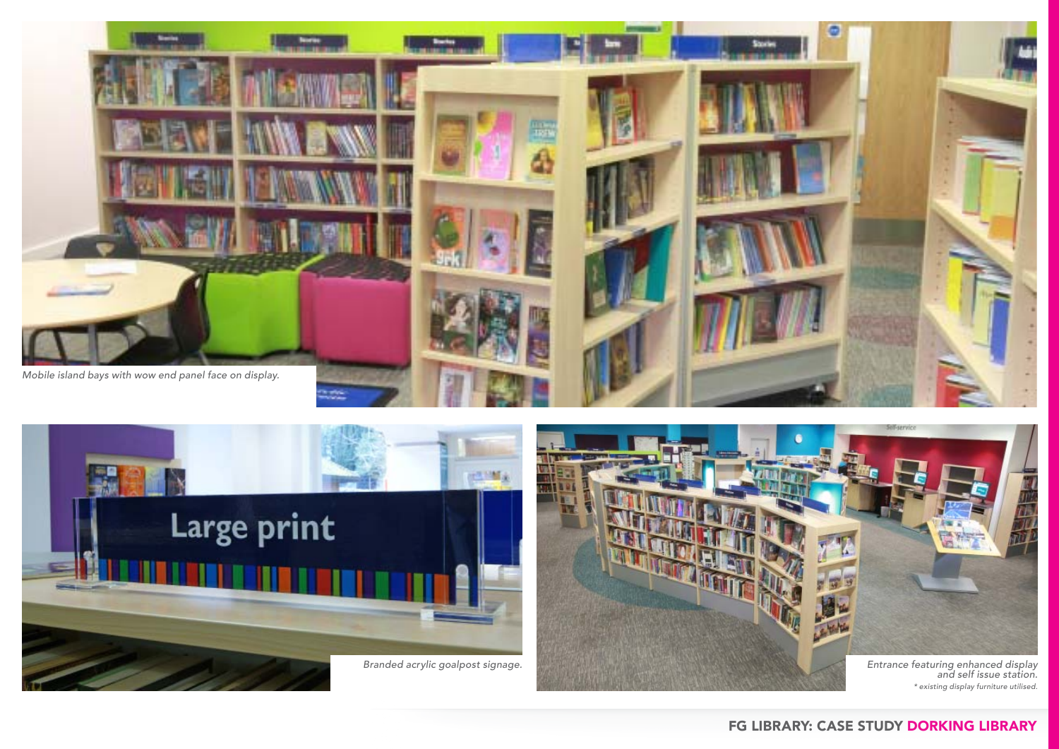*Mobile island bays with wow end panel face on display.*

*Branded acrylic goalpost signage.*

*Entrance featuring enhanced display and self issue station.*

*\* existing display furniture utilised.*

FG LIBRARY: CASE STUDY DORKING LIBRARY